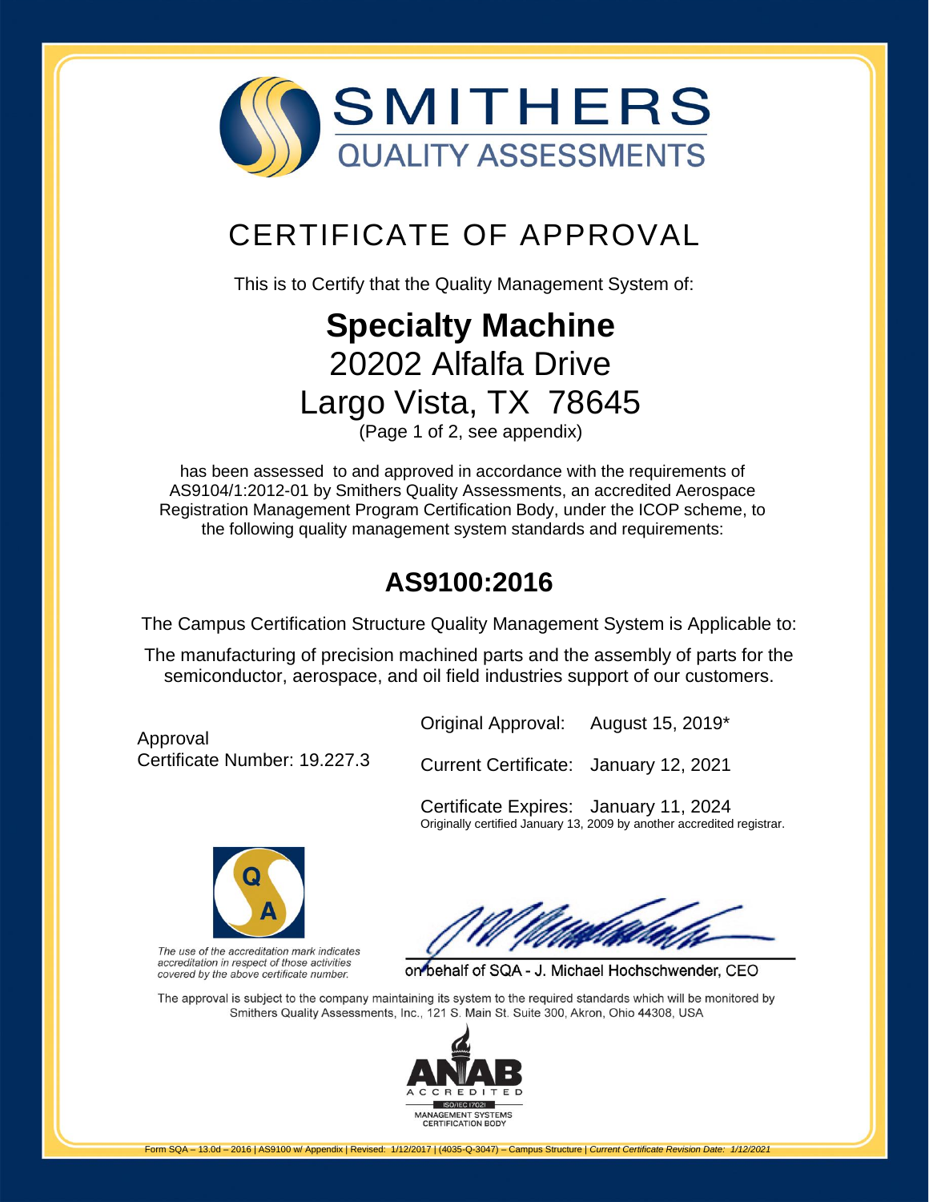SMITHERS

QUALITY ASSESSMENTS

# CERTIFICATE OF APPROVAL

This is to Certify that the Quality Management System of:

## Specialty Machine

20202 Alfalfa Drive

Largo Vista, TX 78645

(Page 1 of 2, see appendix)

has been assessed to and approved in accordance with the requirements of AS9104/1:2012-01 by Smithers Quality Assessments, an accredited Aerospace Registration Management Program Certification Body, under the ICOP scheme, to the following quality management system standards and requirements:

## AS9100:2016

The Campus Certification Structure Quality Management System is Applicable to:

The manufacturing of precision machined parts and the assembly of parts for the semiconductor, aerospace, and oil field industries support of our customers.

Approval
Certificate Number: 19.227.3

Original Approval: August 15, 2019*

Current Certificate: January 12, 2021

Certificate Expires: January 11, 2024

Originally certified January 13, 2009 by another accredited registrar.

*The use of the accreditation mark indicates accreditation in respect of those activities covered by the above certificate number.*

on behalf of SQA - J. Michael Hochschwender, CEO

The approval is subject to the company maintaining its system to the required standards which will be monitored by Smithers Quality Assessments, Inc., 121 S. Main St. Suite 300, Akron, Ohio 44308, USA

ANAB ACCREDITED ISO/IEC 17021 MANAGEMENT SYSTEMS CERTIFICATION BODY

Form SQA – 13.0d – 2016 | AS9100 w/ Appendix | Revised: 1/12/2017 | (4035-Q-3047) – Campus Structure | *Current Certificate Revision Date: 1/12/2021*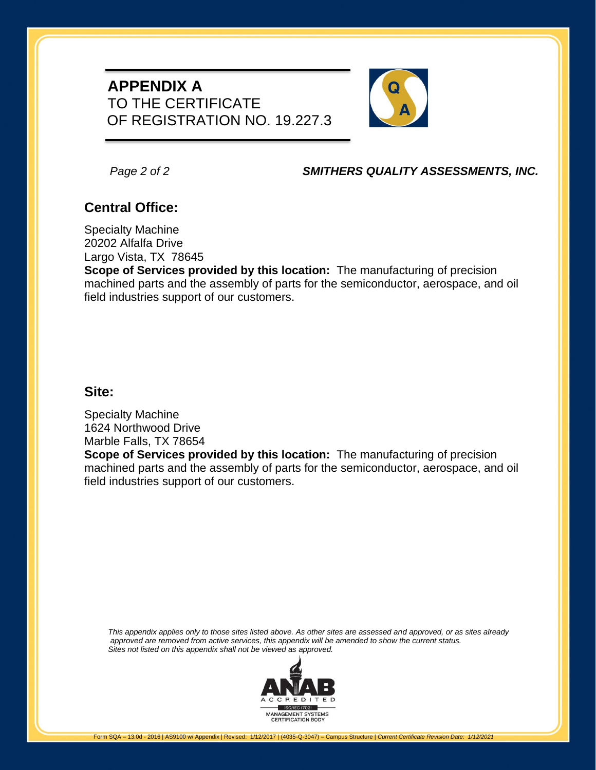# APPENDIX A
TO THE CERTIFICATE
OF REGISTRATION NO. 19.227.3

*Page 2 of 2* ***SMITHERS QUALITY ASSESSMENTS, INC.***

## Central Office:

Specialty Machine
20202 Alfalfa Drive
Largo Vista, TX 78645
**Scope of Services provided by this location:** The manufacturing of precision machined parts and the assembly of parts for the semiconductor, aerospace, and oil field industries support of our customers.

## Site:

Specialty Machine
1624 Northwood Drive
Marble Falls, TX 78654
**Scope of Services provided by this location:** The manufacturing of precision machined parts and the assembly of parts for the semiconductor, aerospace, and oil field industries support of our customers.

*This appendix applies only to those sites listed above. As other sites are assessed and approved, or as sites already approved are removed from active services, this appendix will be amended to show the current status. Sites not listed on this appendix shall not be viewed as approved.*

ANAB ACCREDITED ISO/IEC 17021 MANAGEMENT SYSTEMS CERTIFICATION BODY

Form SQA – 13.0d - 2016 | AS9100 w/ Appendix | Revised: 1/12/2017 | (4035-Q-3047) – Campus Structure | *Current Certificate Revision Date: 1/12/2021*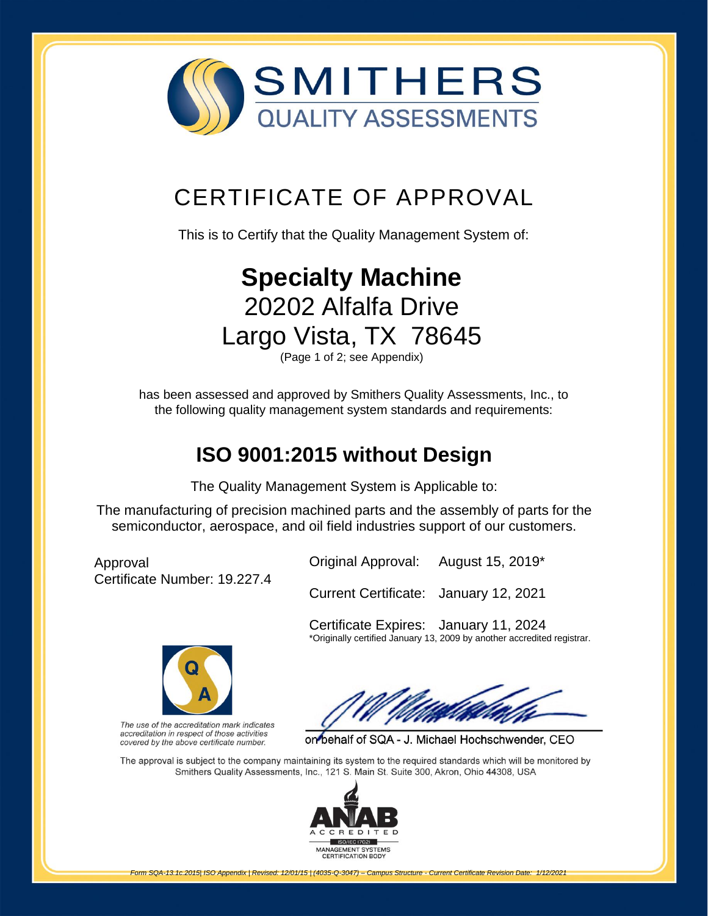SMITHERS
QUALITY ASSESSMENTS

# CERTIFICATE OF APPROVAL

This is to Certify that the Quality Management System of:

**Specialty Machine**
20202 Alfalfa Drive
Largo Vista, TX 78645
(Page 1 of 2; see Appendix)

has been assessed and approved by Smithers Quality Assessments, Inc., to the following quality management system standards and requirements:

## ISO 9001:2015 without Design

The Quality Management System is Applicable to:

The manufacturing of precision machined parts and the assembly of parts for the semiconductor, aerospace, and oil field industries support of our customers.

Approval
Certificate Number: 19.227.4

Original Approval: August 15, 2019*

Current Certificate: January 12, 2021

Certificate Expires: January 11, 2024

*Originally certified January 13, 2009 by another accredited registrar.

*The use of the accreditation mark indicates accreditation in respect of those activities covered by the above certificate number.*

on behalf of SQA - J. Michael Hochschwender, CEO

The approval is subject to the company maintaining its system to the required standards which will be monitored by Smithers Quality Assessments, Inc., 121 S. Main St. Suite 300, Akron, Ohio 44308, USA

ANAB ACCREDITED
ISO/IEC 17021
MANAGEMENT SYSTEMS CERTIFICATION BODY

*Form SQA-13.1c.2015| ISO Appendix | Revised: 12/01/15 | (4035-Q-3047) – Campus Structure - Current Certificate Revision Date: 1/12/2021*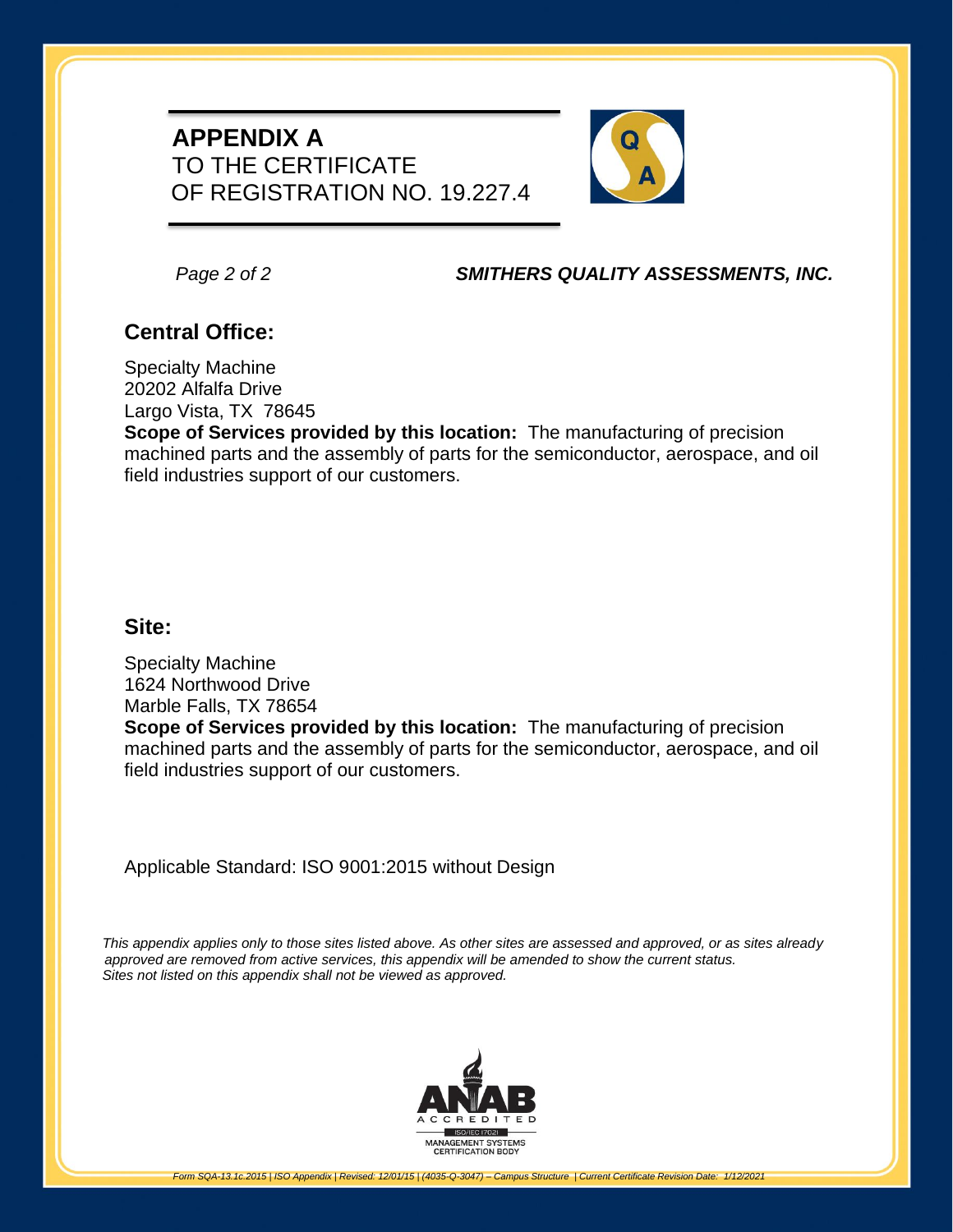# APPENDIX A

TO THE CERTIFICATE
OF REGISTRATION NO. 19.227.4

*Page 2 of 2* ***SMITHERS QUALITY ASSESSMENTS, INC.***

## Central Office:

Specialty Machine
20202 Alfalfa Drive
Largo Vista, TX 78645
**Scope of Services provided by this location:** The manufacturing of precision machined parts and the assembly of parts for the semiconductor, aerospace, and oil field industries support of our customers.

## Site:

Specialty Machine
1624 Northwood Drive
Marble Falls, TX 78654
**Scope of Services provided by this location:** The manufacturing of precision machined parts and the assembly of parts for the semiconductor, aerospace, and oil field industries support of our customers.

Applicable Standard: ISO 9001:2015 without Design

*This appendix applies only to those sites listed above. As other sites are assessed and approved, or as sites already approved are removed from active services, this appendix will be amended to show the current status. Sites not listed on this appendix shall not be viewed as approved.*

ANAB ACCREDITED ISO/IEC 17021 MANAGEMENT SYSTEMS CERTIFICATION BODY

*Form SQA-13.1c.2015 | ISO Appendix | Revised: 12/01/15 | (4035-Q-3047) – Campus Structure | Current Certificate Revision Date: 1/12/2021*